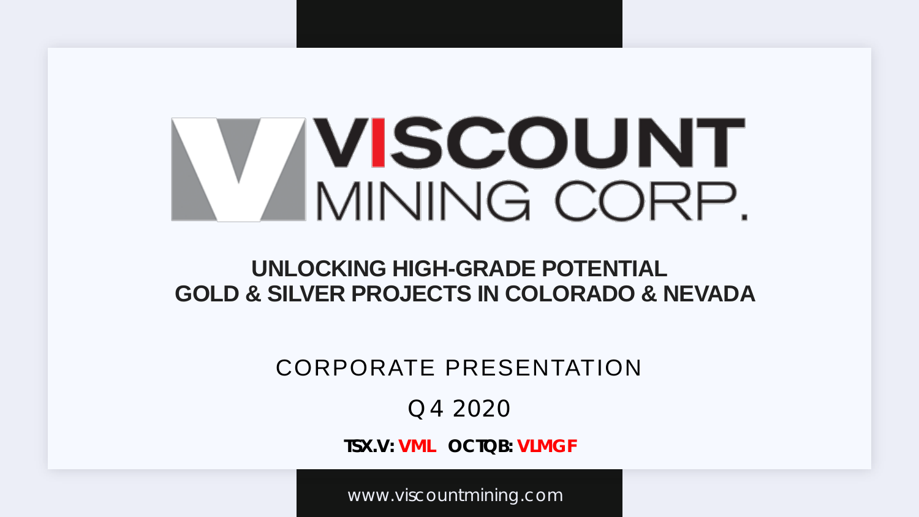# VISCOUNT MINING CORP.

## UNLOCKING HIGH-GRADE POTENTIAL
## GOLD & SILVER PROJECTS IN COLORADO & NEVADA

CORPORATE PRESENTATION

Q4 2020

**TSX.V: VML OCTQB: VLMGF**

www.viscountmining.com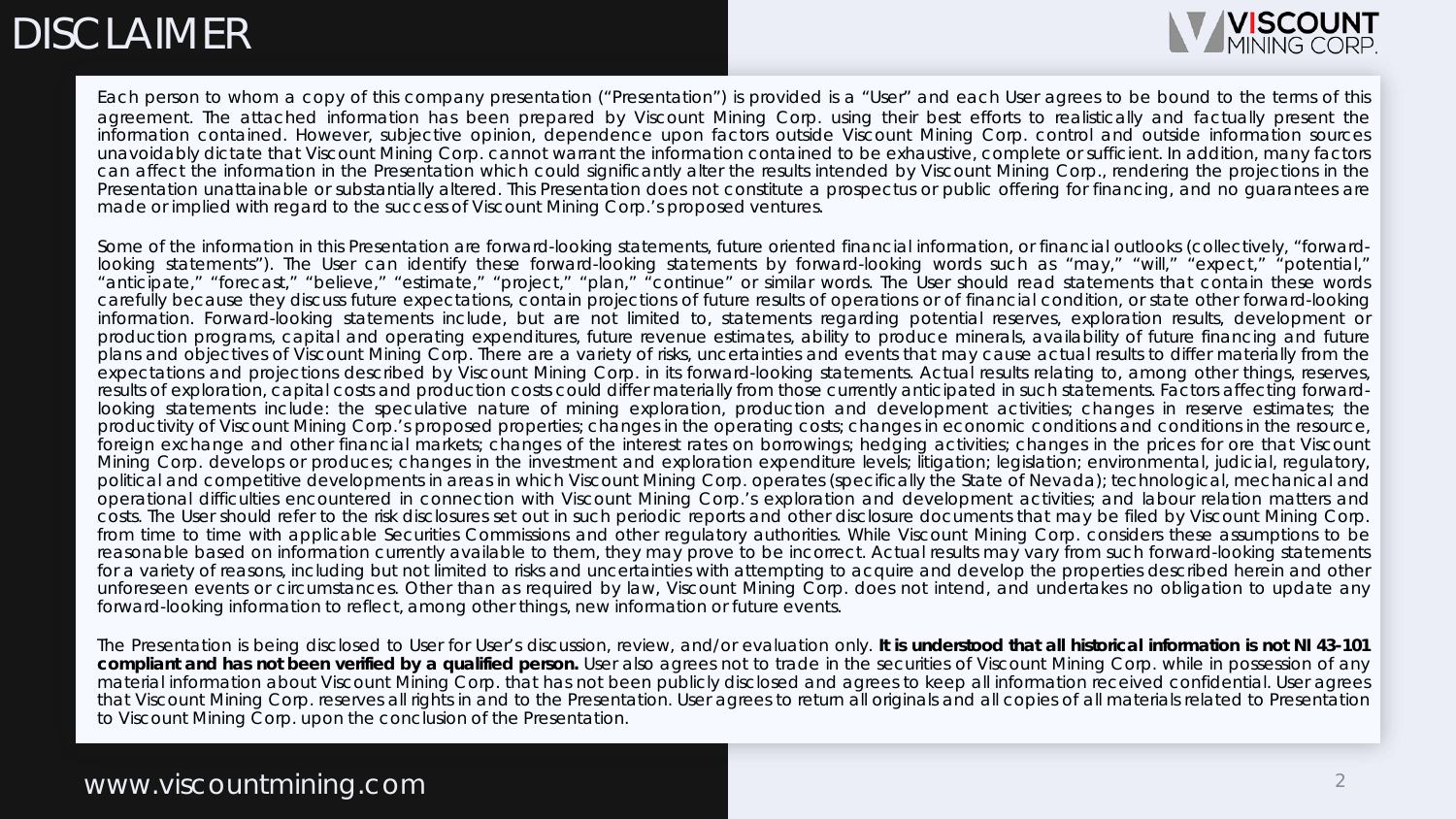# DISCLAIMER

Each person to whom a copy of this company presentation ("Presentation") is provided is a "User" and each User agrees to be bound to the terms of this agreement. The attached information has been prepared by Viscount Mining Corp. using their best efforts to realistically and factually present the information contained. However, subjective opinion, dependence upon factors outside Viscount Mining Corp. control and outside information sources unavoidably dictate that Viscount Mining Corp. cannot warrant the information contained to be exhaustive, complete or sufficient. In addition, many factors can affect the information in the Presentation which could significantly alter the results intended by Viscount Mining Corp., rendering the projections in the Presentation unattainable or substantially altered. This Presentation does not constitute a prospectus or public offering for financing, and no guarantees are made or implied with regard to the success of Viscount Mining Corp.'s proposed ventures.

Some of the information in this Presentation are forward-looking statements, future oriented financial information, or financial outlooks (collectively, "forward-looking statements"). The User can identify these forward-looking statements by forward-looking words such as "may," "will," "expect," "potential," "anticipate," "forecast," "believe," "estimate," "project," "plan," "continue" or similar words. The User should read statements that contain these words carefully because they discuss future expectations, contain projections of future results of operations or of financial condition, or state other forward-looking information. Forward-looking statements include, but are not limited to, statements regarding potential reserves, exploration results, development or production programs, capital and operating expenditures, future revenue estimates, ability to produce minerals, availability of future financing and future plans and objectives of Viscount Mining Corp. There are a variety of risks, uncertainties and events that may cause actual results to differ materially from the expectations and projections described by Viscount Mining Corp. in its forward-looking statements. Actual results relating to, among other things, reserves, results of exploration, capital costs and production costs could differ materially from those currently anticipated in such statements. Factors affecting forward-looking statements include: the speculative nature of mining exploration, production and development activities; changes in reserve estimates; the productivity of Viscount Mining Corp.'s proposed properties; changes in the operating costs; changes in economic conditions and conditions in the resource, foreign exchange and other financial markets; changes of the interest rates on borrowings; hedging activities; changes in the prices for ore that Viscount Mining Corp. develops or produces; changes in the investment and exploration expenditure levels; litigation; legislation; environmental, judicial, regulatory, political and competitive developments in areas in which Viscount Mining Corp. operates (specifically the State of Nevada); technological, mechanical and operational difficulties encountered in connection with Viscount Mining Corp.'s exploration and development activities; and labour relation matters and costs. The User should refer to the risk disclosures set out in such periodic reports and other disclosure documents that may be filed by Viscount Mining Corp. from time to time with applicable Securities Commissions and other regulatory authorities. While Viscount Mining Corp. considers these assumptions to be reasonable based on information currently available to them, they may prove to be incorrect. Actual results may vary from such forward-looking statements for a variety of reasons, including but not limited to risks and uncertainties with attempting to acquire and develop the properties described herein and other unforeseen events or circumstances. Other than as required by law, Viscount Mining Corp. does not intend, and undertakes no obligation to update any forward-looking information to reflect, among other things, new information or future events.

The Presentation is being disclosed to User for User's discussion, review, and/or evaluation only. **It is understood that all historical information is not NI 43-101 compliant and has not been verified by a qualified person.** User also agrees not to trade in the securities of Viscount Mining Corp. while in possession of any material information about Viscount Mining Corp. that has not been publicly disclosed and agrees to keep all information received confidential. User agrees that Viscount Mining Corp. reserves all rights in and to the Presentation. User agrees to return all originals and all copies of all materials related to Presentation to Viscount Mining Corp. upon the conclusion of the Presentation.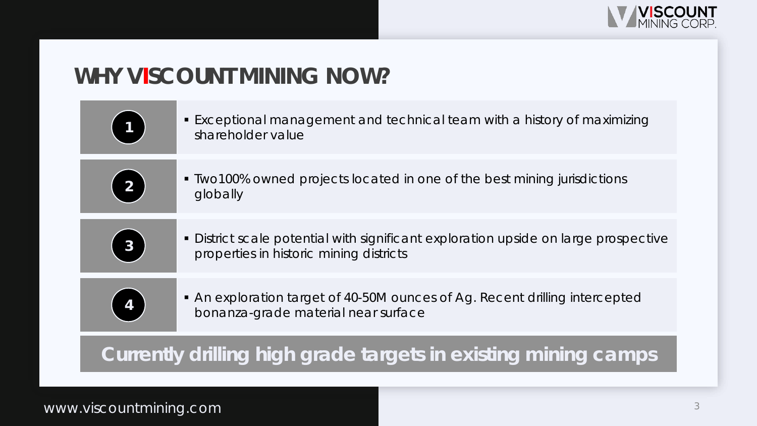# WHY VISCOUNT MINING NOW?

1. Exceptional management and technical team with a history of maximizing shareholder value
2. Two 100% owned projects located in one of the best mining jurisdictions globally
3. District scale potential with significant exploration upside on large prospective properties in historic mining districts
4. An exploration target of 40-50M ounces of Ag. Recent drilling intercepted bonanza-grade material near surface

**Currently drilling high grade targets in existing mining camps**

www.viscountmining.com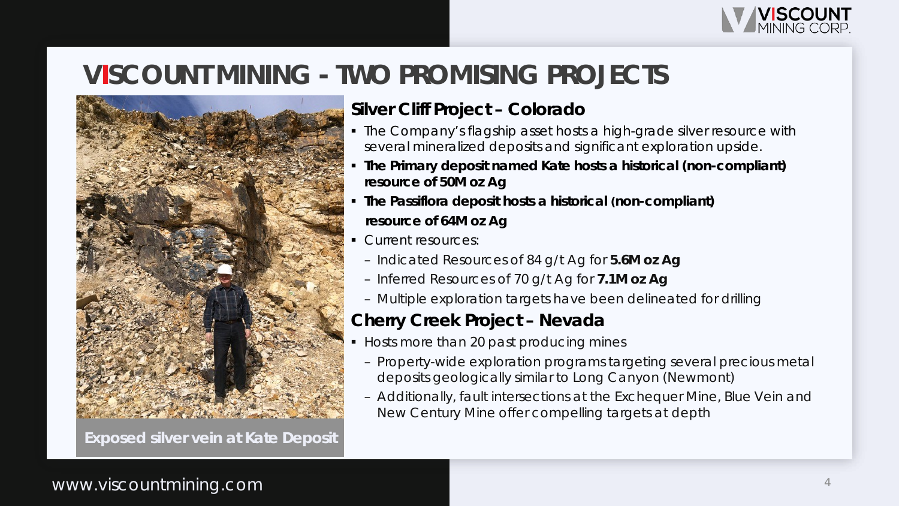# VISCOUNT MINING - TWO PROMISING PROJECTS

Exposed silver vein at Kate Deposit

## Silver Cliff Project – Colorado

- The Company's flagship asset hosts a high-grade silver resource with several mineralized deposits and significant exploration upside.
- **The Primary deposit named Kate hosts a historical (non-compliant) resource of 50M oz Ag**
- **The Passiflora deposit hosts a historical (non-compliant) resource of 64M oz Ag**
- Current resources:
  - Indicated Resources of 84 g/t Ag for **5.6M oz Ag**
  - Inferred Resources of 70 g/t Ag for **7.1M oz Ag**
  - Multiple exploration targets have been delineated for drilling

## Cherry Creek Project – Nevada

- Hosts more than 20 past producing mines
  - Property-wide exploration programs targeting several precious metal deposits geologically similar to Long Canyon (Newmont)
  - Additionally, fault intersections at the Exchequer Mine, Blue Vein and New Century Mine offer compelling targets at depth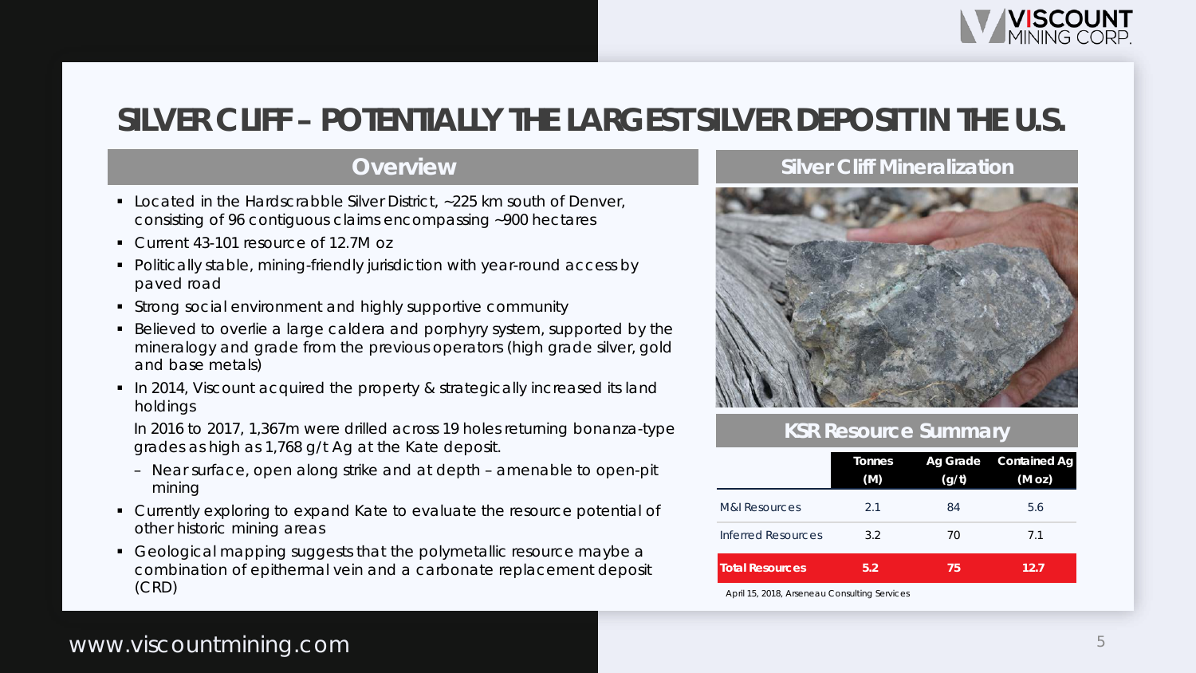# SILVER CLIFF – POTENTIALLY THE LARGEST SILVER DEPOSIT IN THE U.S.

## Overview

- Located in the Hardscrabble Silver District, ~225 km south of Denver, consisting of 96 contiguous claims encompassing ~900 hectares
- Current 43-101 resource of 12.7M oz
- Politically stable, mining-friendly jurisdiction with year-round access by paved road
- Strong social environment and highly supportive community
- Believed to overlie a large caldera and porphyry system, supported by the mineralogy and grade from the previous operators (high grade silver, gold and base metals)
- In 2014, Viscount acquired the property & strategically increased its land holdings

  In 2016 to 2017, 1,367m were drilled across 19 holes returning bonanza-type grades as high as 1,768 g/t Ag at the Kate deposit.
  - Near surface, open along strike and at depth – amenable to open-pit mining
- Currently exploring to expand Kate to evaluate the resource potential of other historic mining areas
- Geological mapping suggests that the polymetallic resource maybe a combination of epithermal vein and a carbonate replacement deposit (CRD)

## Silver Cliff Mineralization

## KSR Resource Summary

| | Tonnes (M) | Ag Grade (g/t) | Contained Ag (M oz) |
|---|---|---|---|
| M&I Resources | 2.1 | 84 | 5.6 |
| Inferred Resources | 3.2 | 70 | 7.1 |
| **Total Resources** | **5.2** | **75** | **12.7** |

April 15, 2018, Arseneau Consulting Services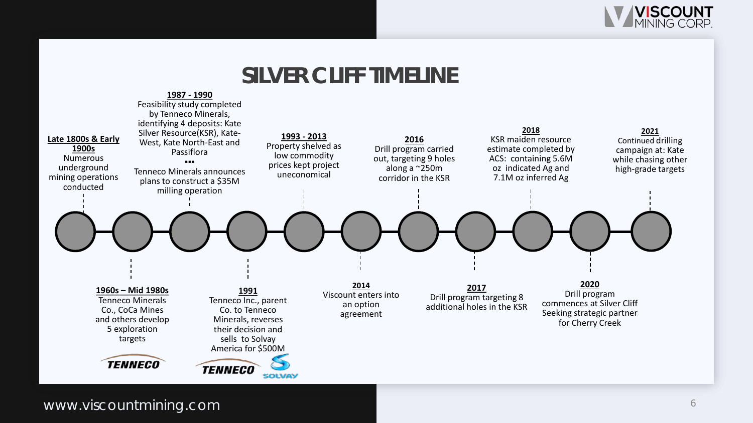# SILVER CLIFF TIMELINE

**Late 1800s & Early 1900s**
Numerous underground mining operations conducted

**1960s – Mid 1980s**
Tenneco Minerals Co., CoCa Mines and others develop 5 exploration targets

**1987 - 1990**
Feasibility study completed by Tenneco Minerals, identifying 4 deposits: Kate Silver Resource(KSR), Kate-West, Kate North-East and Passiflora

...

Tenneco Minerals announces plans to construct a $35M milling operation

**1991**
Tenneco Inc., parent Co. to Tenneco Minerals, reverses their decision and sells to Solvay America for $500M

**1993 - 2013**
Property shelved as low commodity prices kept project uneconomical

**2014**
Viscount enters into an option agreement

**2016**
Drill program carried out, targeting 9 holes along a ~250m corridor in the KSR

**2017**
Drill program targeting 8 additional holes in the KSR

**2018**
KSR maiden resource estimate completed by ACS: containing 5.6M oz indicated Ag and 7.1M oz inferred Ag

**2020**
Drill program commences at Silver Cliff
Seeking strategic partner for Cherry Creek

**2021**
Continued drilling campaign at: Kate while chasing other high-grade targets

TENNECO

TENNECO SOLVAY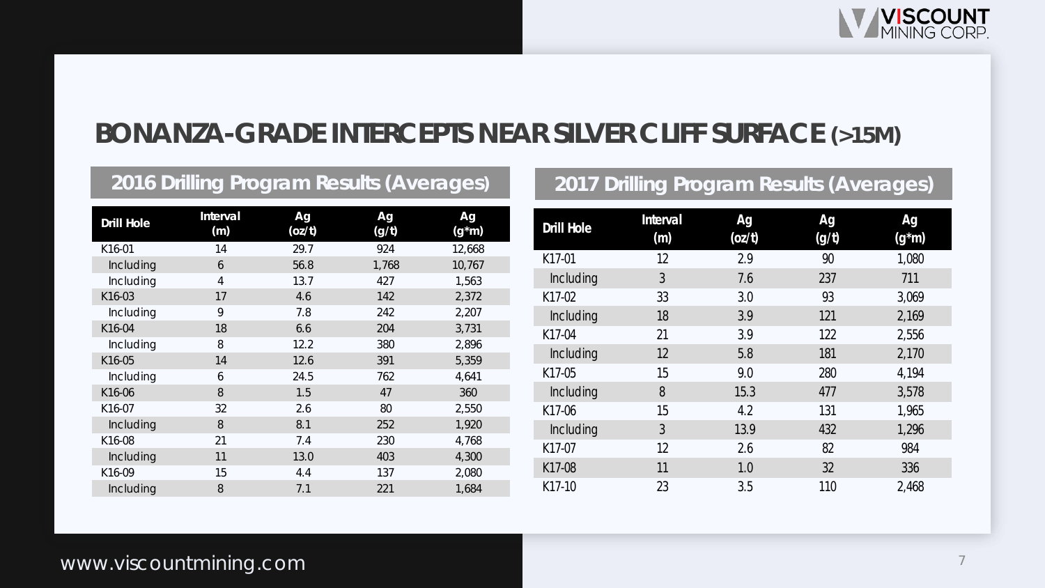# BONANZA-GRADE INTERCEPTS NEAR SILVER CLIFF SURFACE (>15M)

## 2016 Drilling Program Results (Averages)

| Drill Hole | Interval (m) | Ag (oz/t) | Ag (g/t) | Ag (g*m) |
|---|---|---|---|---|
| K16-01 | 14 | 29.7 | 924 | 12,668 |
| Including | 6 | 56.8 | 1,768 | 10,767 |
| Including | 4 | 13.7 | 427 | 1,563 |
| K16-03 | 17 | 4.6 | 142 | 2,372 |
| Including | 9 | 7.8 | 242 | 2,207 |
| K16-04 | 18 | 6.6 | 204 | 3,731 |
| Including | 8 | 12.2 | 380 | 2,896 |
| K16-05 | 14 | 12.6 | 391 | 5,359 |
| Including | 6 | 24.5 | 762 | 4,641 |
| K16-06 | 8 | 1.5 | 47 | 360 |
| K16-07 | 32 | 2.6 | 80 | 2,550 |
| Including | 8 | 8.1 | 252 | 1,920 |
| K16-08 | 21 | 7.4 | 230 | 4,768 |
| Including | 11 | 13.0 | 403 | 4,300 |
| K16-09 | 15 | 4.4 | 137 | 2,080 |
| Including | 8 | 7.1 | 221 | 1,684 |

## 2017 Drilling Program Results (Averages)

| Drill Hole | Interval (m) | Ag (oz/t) | Ag (g/t) | Ag (g*m) |
|---|---|---|---|---|
| K17-01 | 12 | 2.9 | 90 | 1,080 |
| Including | 3 | 7.6 | 237 | 711 |
| K17-02 | 33 | 3.0 | 93 | 3,069 |
| Including | 18 | 3.9 | 121 | 2,169 |
| K17-04 | 21 | 3.9 | 122 | 2,556 |
| Including | 12 | 5.8 | 181 | 2,170 |
| K17-05 | 15 | 9.0 | 280 | 4,194 |
| Including | 8 | 15.3 | 477 | 3,578 |
| K17-06 | 15 | 4.2 | 131 | 1,965 |
| Including | 3 | 13.9 | 432 | 1,296 |
| K17-07 | 12 | 2.6 | 82 | 984 |
| K17-08 | 11 | 1.0 | 32 | 336 |
| K17-10 | 23 | 3.5 | 110 | 2,468 |

www.viscountmining.com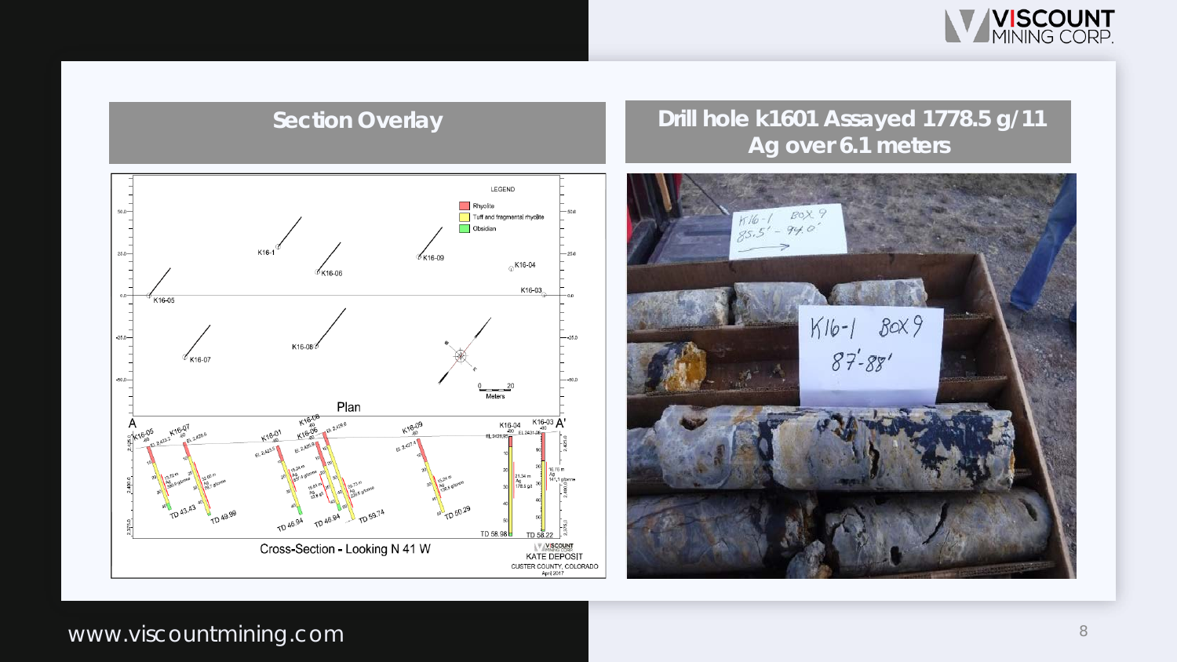## Section Overlay

## Drill hole k1601 Assayed 1778.5 g/t1 Ag over 6.1 meters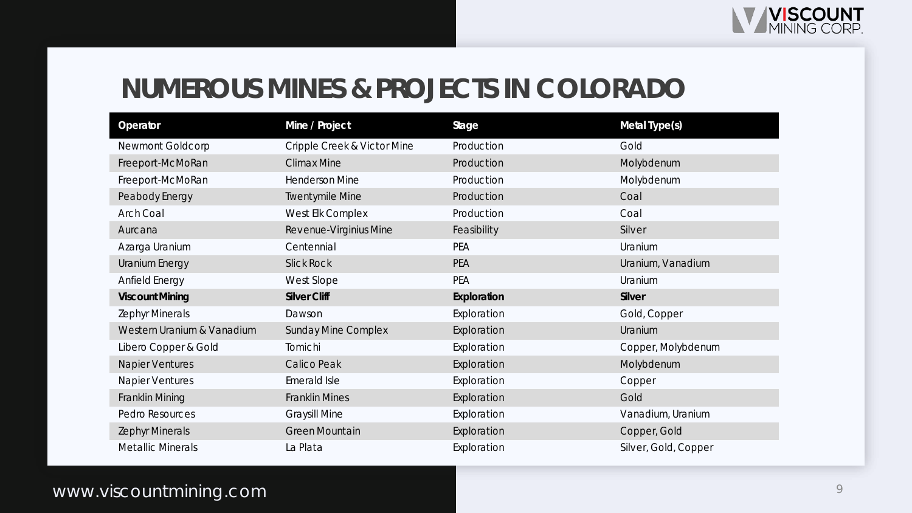# NUMEROUS MINES & PROJECTS IN COLORADO

| Operator | Mine / Project | Stage | Metal Type(s) |
|---|---|---|---|
| Newmont Goldcorp | Cripple Creek & Victor Mine | Production | Gold |
| Freeport-McMoRan | Climax Mine | Production | Molybdenum |
| Freeport-McMoRan | Henderson Mine | Production | Molybdenum |
| Peabody Energy | Twentymile Mine | Production | Coal |
| Arch Coal | West Elk Complex | Production | Coal |
| Aurcana | Revenue-Virginius Mine | Feasibility | Silver |
| Azarga Uranium | Centennial | PEA | Uranium |
| Uranium Energy | Slick Rock | PEA | Uranium, Vanadium |
| Anfield Energy | West Slope | PEA | Uranium |
| **Viscount Mining** | **Silver Cliff** | **Exploration** | **Silver** |
| Zephyr Minerals | Dawson | Exploration | Gold, Copper |
| Western Uranium & Vanadium | Sunday Mine Complex | Exploration | Uranium |
| Libero Copper & Gold | Tomichi | Exploration | Copper, Molybdenum |
| Napier Ventures | Calico Peak | Exploration | Molybdenum |
| Napier Ventures | Emerald Isle | Exploration | Copper |
| Franklin Mining | Franklin Mines | Exploration | Gold |
| Pedro Resources | Graysill Mine | Exploration | Vanadium, Uranium |
| Zephyr Minerals | Green Mountain | Exploration | Copper, Gold |
| Metallic Minerals | La Plata | Exploration | Silver, Gold, Copper |

www.viscountmining.com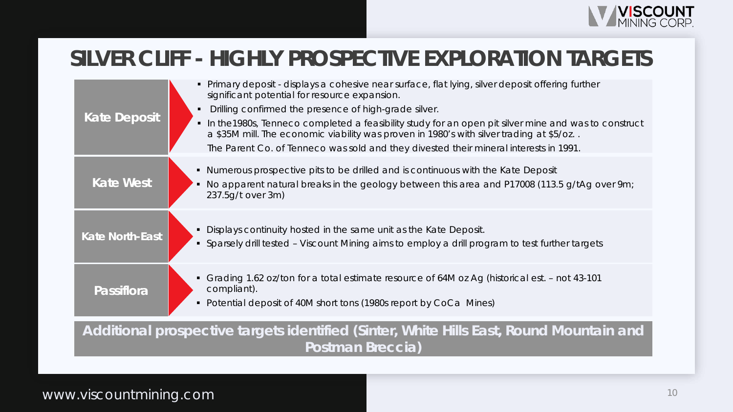# SILVER CLIFF - HIGHLY PROSPECTIVE EXPLORATION TARGETS

| | |
|---|---|
| **Kate Deposit** | ▪ Primary deposit - displays a cohesive near surface, flat lying, silver deposit offering further significant potential for resource expansion.<br>▪ Drilling confirmed the presence of high-grade silver.<br>▪ In the1980s, Tenneco completed a feasibility study for an open pit silver mine and was to construct a $35M mill. The economic viability was proven in 1980's with silver trading at $5/oz. .<br>The Parent Co. of Tenneco was sold and they divested their mineral interests in 1991. |
| **Kate West** | ▪ Numerous prospective pits to be drilled and is continuous with the Kate Deposit<br>▪ No apparent natural breaks in the geology between this area and P17008 (113.5 g/tAg over 9m; 237.5g/t over 3m) |
| **Kate North-East** | ▪ Displays continuity hosted in the same unit as the Kate Deposit.<br>▪ Sparsely drill tested – Viscount Mining aims to employ a drill program to test further targets |
| **Passiflora** | ▪ Grading 1.62 oz/ton for a total estimate resource of 64M oz Ag (historical est. – not 43-101 compliant).<br>▪ Potential deposit of 40M short tons (1980s report by CoCa Mines) |

**Additional prospective targets identified (Sinter, White Hills East, Round Mountain and Postman Breccia)**

www.viscountmining.com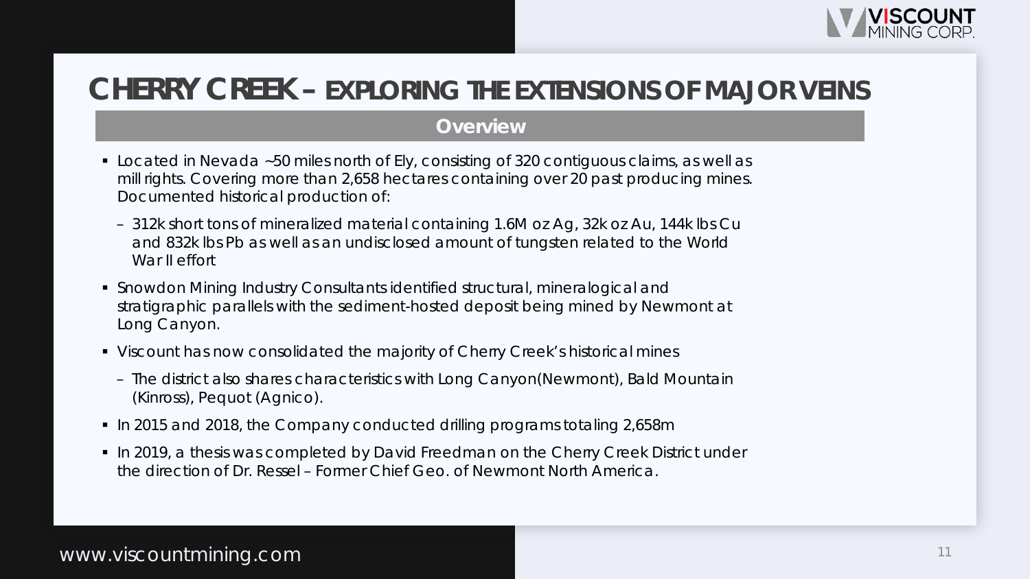# CHERRY CREEK – EXPLORING THE EXTENSIONS OF MAJOR VEINS

## Overview

- Located in Nevada ~50 miles north of Ely, consisting of 320 contiguous claims, as well as mill rights. Covering more than 2,658 hectares containing over 20 past producing mines. Documented historical production of:
  - 312k short tons of mineralized material containing 1.6M oz Ag, 32k oz Au, 144k lbs Cu and 832k lbs Pb as well as an undisclosed amount of tungsten related to the World War II effort
- Snowdon Mining Industry Consultants identified structural, mineralogical and stratigraphic parallels with the sediment-hosted deposit being mined by Newmont at Long Canyon.
- Viscount has now consolidated the majority of Cherry Creek's historical mines
  - The district also shares characteristics with Long Canyon(Newmont), Bald Mountain (Kinross), Pequot (Agnico).
- In 2015 and 2018, the Company conducted drilling programs totaling 2,658m
- In 2019, a thesis was completed by David Freedman on the Cherry Creek District under the direction of Dr. Ressel – Former Chief Geo. of Newmont North America.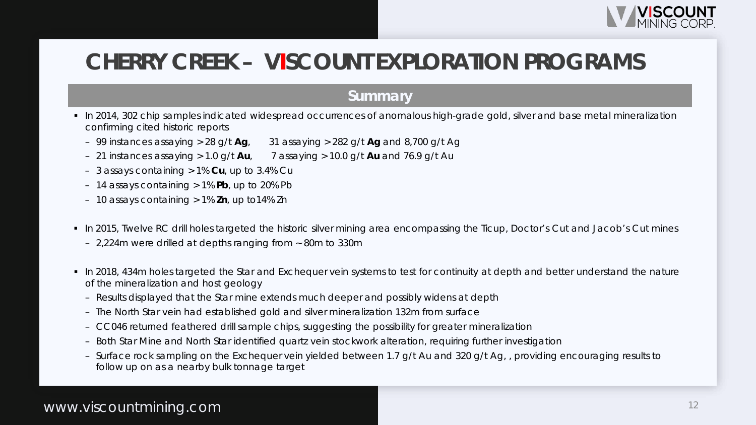# CHERRY CREEK – VISCOUNT EXPLORATION PROGRAMS

## Summary

- In 2014, 302 chip samples indicated widespread occurrences of anomalous high-grade gold, silver and base metal mineralization confirming cited historic reports
  - 99 instances assaying > 28 g/t **Ag**, 31 assaying > 282 g/t **Ag** and 8,700 g/t Ag
  - 21 instances assaying > 1.0 g/t **Au**, 7 assaying > 10.0 g/t **Au** and 76.9 g/t Au
  - 3 assays containing > 1% **Cu**, up to 3.4% Cu
  - 14 assays containing > 1% **Pb**, up to 20% Pb
  - 10 assays containing > 1% **Zn**, up to 14% Zn
- In 2015, Twelve RC drill holes targeted the historic silver mining area encompassing the Ticup, Doctor's Cut and Jacob's Cut mines
  - 2,224m were drilled at depths ranging from ~80m to 330m
- In 2018, 434m holes targeted the Star and Exchequer vein systems to test for continuity at depth and better understand the nature of the mineralization and host geology
  - Results displayed that the Star mine extends much deeper and possibly widens at depth
  - The North Star vein had established gold and silver mineralization 132m from surface
  - CC046 returned feathered drill sample chips, suggesting the possibility for greater mineralization
  - Both Star Mine and North Star identified quartz vein stockwork alteration, requiring further investigation
  - Surface rock sampling on the Exchequer vein yielded between 1.7 g/t Au and 320 g/t Ag, , providing encouraging results to follow up on as a nearby bulk tonnage target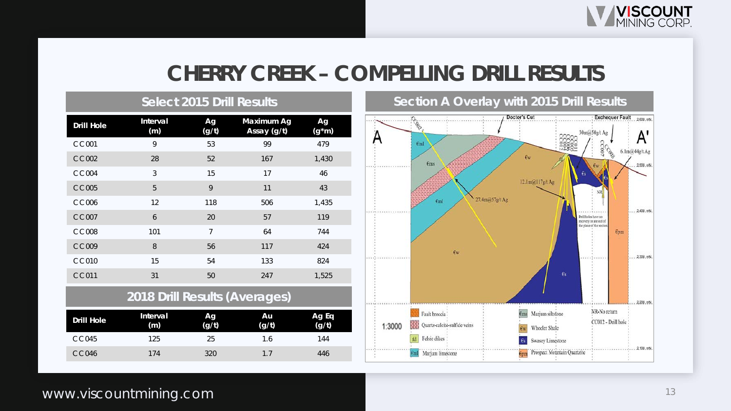# CHERRY CREEK – COMPELLING DRILL RESULTS

## Select 2015 Drill Results

| Drill Hole | Interval (m) | Ag (g/t) | Maximum Ag Assay (g/t) | Ag (g*m) |
|---|---|---|---|---|
| CC001 | 9 | 53 | 99 | 479 |
| CC002 | 28 | 52 | 167 | 1,430 |
| CC004 | 3 | 15 | 17 | 46 |
| CC005 | 5 | 9 | 11 | 43 |
| CC006 | 12 | 118 | 506 | 1,435 |
| CC007 | 6 | 20 | 57 | 119 |
| CC008 | 101 | 7 | 64 | 744 |
| CC009 | 8 | 56 | 117 | 424 |
| CC010 | 15 | 54 | 133 | 824 |
| CC011 | 31 | 50 | 247 | 1,525 |

## 2018 Drill Results (Averages)

| Drill Hole | Interval (m) | Ag (g/t) | Au (g/t) | Ag Eq (g/t) |
|---|---|---|---|---|
| CC045 | 125 | 25 | 1.6 | 144 |
| CC046 | 174 | 320 | 1.7 | 446 |

## Section A Overlay with 2015 Drill Results

A – A'

Doctor's Cut — Exchequer Fault

30m@50g/t Ag — 6.1m@44g/t Ag — 12.1m@117g/t Ag — 27.4m@57g/t Ag

Drill holes have no recovery or are out of the plane of the section

1:3000

Legend: Fault breccia; Quartz-calcite-sulfide veins; Felsic dikes; Marjum limestone; Marjum siltstone; Wheeler Shale; Swasey Limestone; Prospect Mountain Quartzite; NR-No return; CC012 - Drill hole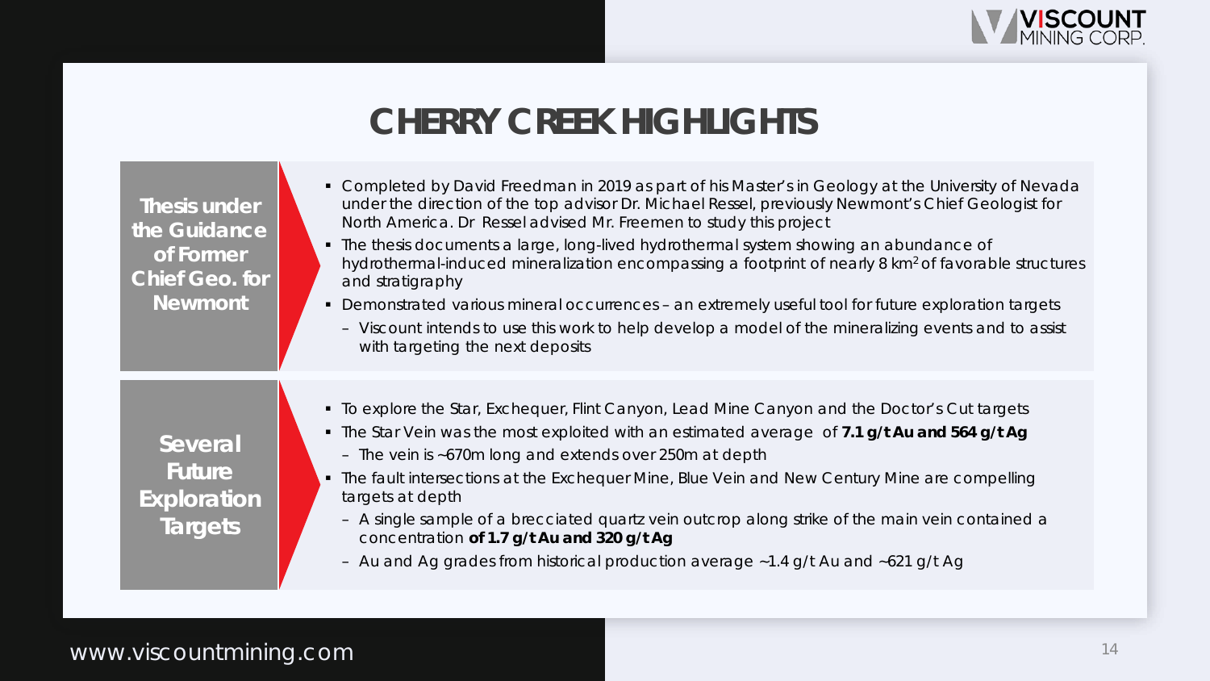# CHERRY CREEK HIGHLIGHTS

## Thesis under the Guidance of Former Chief Geo. for Newmont

- Completed by David Freedman in 2019 as part of his Master's in Geology at the University of Nevada under the direction of the top advisor Dr. Michael Ressel, previously Newmont's Chief Geologist for North America. Dr Ressel advised Mr. Freemen to study this project
- The thesis documents a large, long-lived hydrothermal system showing an abundance of hydrothermal-induced mineralization encompassing a footprint of nearly 8 $km^2$ of favorable structures and stratigraphy
- Demonstrated various mineral occurrences – an extremely useful tool for future exploration targets
  - Viscount intends to use this work to help develop a model of the mineralizing events and to assist with targeting the next deposits

## Several Future Exploration Targets

- To explore the Star, Exchequer, Flint Canyon, Lead Mine Canyon and the Doctor's Cut targets
- The Star Vein was the most exploited with an estimated average of **7.1 g/t Au and 564 g/t Ag**
  - The vein is ~670m long and extends over 250m at depth
- The fault intersections at the Exchequer Mine, Blue Vein and New Century Mine are compelling targets at depth
  - A single sample of a brecciated quartz vein outcrop along strike of the main vein contained a concentration **of 1.7 g/t Au and 320 g/t Ag**
  - Au and Ag grades from historical production average ~1.4 g/t Au and ~621 g/t Ag

www.viscountmining.com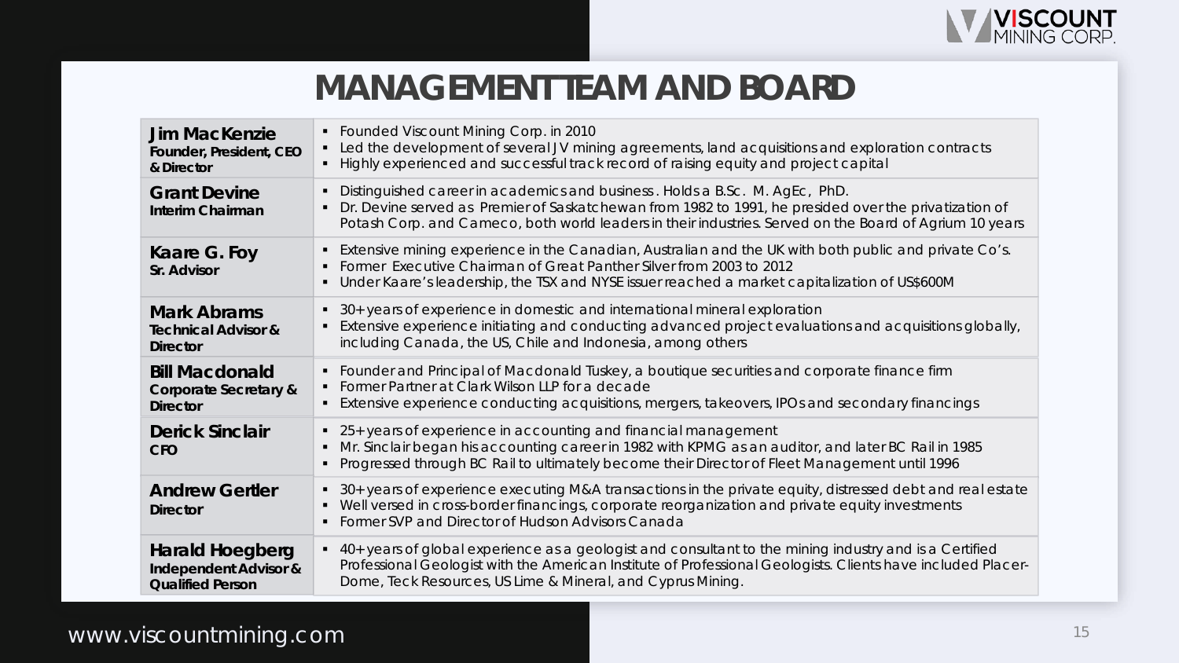# MANAGEMENT TEAM AND BOARD

| Name / Role | Background |
| --- | --- |
| **Jim MacKenzie**<br>**Founder, President, CEO & Director** | ▪ Founded Viscount Mining Corp. in 2010<br>▪ Led the development of several JV mining agreements, land acquisitions and exploration contracts<br>▪ Highly experienced and successful track record of raising equity and project capital |
| **Grant Devine**<br>**Interim Chairman** | ▪ Distinguished career in academics and business. Holds a B.Sc. M. AgEc, PhD.<br>▪ Dr. Devine served as Premier of Saskatchewan from 1982 to 1991, he presided over the privatization of Potash Corp. and Cameco, both world leaders in their industries. Served on the Board of Agrium 10 years |
| **Kaare G. Foy**<br>**Sr. Advisor** | ▪ Extensive mining experience in the Canadian, Australian and the UK with both public and private Co's.<br>▪ Former Executive Chairman of Great Panther Silver from 2003 to 2012<br>▪ Under Kaare's leadership, the TSX and NYSE issuer reached a market capitalization of US$600M |
| **Mark Abrams**<br>**Technical Advisor & Director** | ▪ 30+ years of experience in domestic and international mineral exploration<br>▪ Extensive experience initiating and conducting advanced project evaluations and acquisitions globally, including Canada, the US, Chile and Indonesia, among others |
| **Bill Macdonald**<br>**Corporate Secretary & Director** | ▪ Founder and Principal of Macdonald Tuskey, a boutique securities and corporate finance firm<br>▪ Former Partner at Clark Wilson LLP for a decade<br>▪ Extensive experience conducting acquisitions, mergers, takeovers, IPOs and secondary financings |
| **Derick Sinclair**<br>**CFO** | ▪ 25+ years of experience in accounting and financial management<br>▪ Mr. Sinclair began his accounting career in 1982 with KPMG as an auditor, and later BC Rail in 1985<br>▪ Progressed through BC Rail to ultimately become their Director of Fleet Management until 1996 |
| **Andrew Gertler**<br>**Director** | ▪ 30+ years of experience executing M&A transactions in the private equity, distressed debt and real estate<br>▪ Well versed in cross-border financings, corporate reorganization and private equity investments<br>▪ Former SVP and Director of Hudson Advisors Canada |
| **Harald Hoegberg**<br>**Independent Advisor & Qualified Person** | ▪ 40+ years of global experience as a geologist and consultant to the mining industry and is a Certified Professional Geologist with the American Institute of Professional Geologists. Clients have included Placer-Dome, Teck Resources, US Lime & Mineral, and Cyprus Mining. |

www.viscountmining.com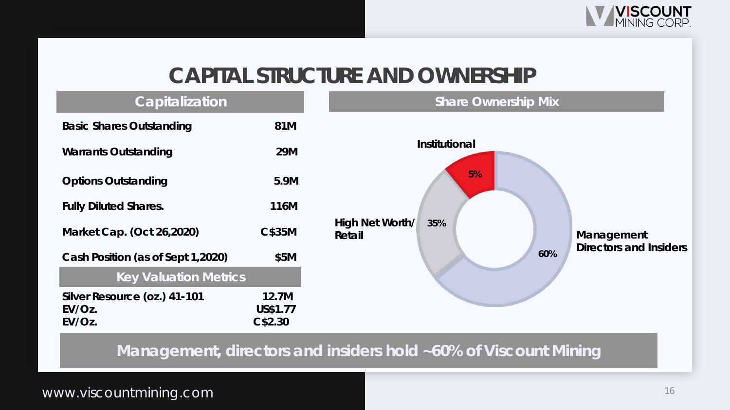# CAPITAL STRUCTURE AND OWNERSHIP

## Capitalization

| Capitalization | |
|---|---|
| Basic Shares Outstanding | 81M |
| Warrants Outstanding | 29M |
| Options Outstanding | 5.9M |
| Fully Diluted Shares. | 116M |
| Market Cap. (Oct 26,2020) | C$35M |
| Cash Position (as of Sept 1,2020) | $5M |

## Key Valuation Metrics

| Key Valuation Metrics | |
|---|---|
| Silver Resource (oz.) 41-101 | 12.7M |
| EV/Oz. | US$1.77 |
| EV/Oz. | C$2.30 |

## Share Ownership Mix

| Holder | Share |
|---|---|
| Institutional | 5% |
| High Net Worth/ Retail | 35% |
| Management Directors and Insiders | 60% |

**Management, directors and insiders hold ~60% of Viscount Mining**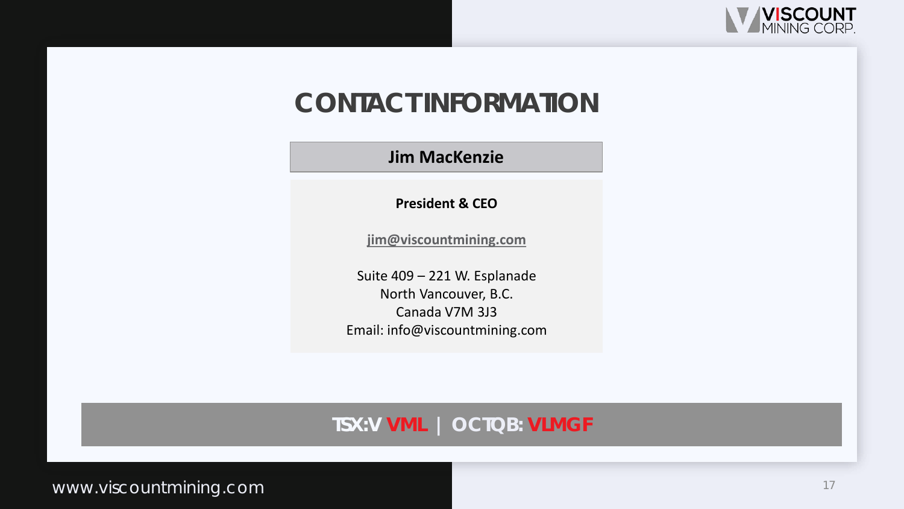# CONTACT INFORMATION

**Jim MacKenzie**

**President & CEO**

jim@viscountmining.com

Suite 409 – 221 W. Esplanade
North Vancouver, B.C.
Canada V7M 3J3
Email: info@viscountmining.com

**TSX:V VML | OCTQB: VLMGF**

www.viscountmining.com